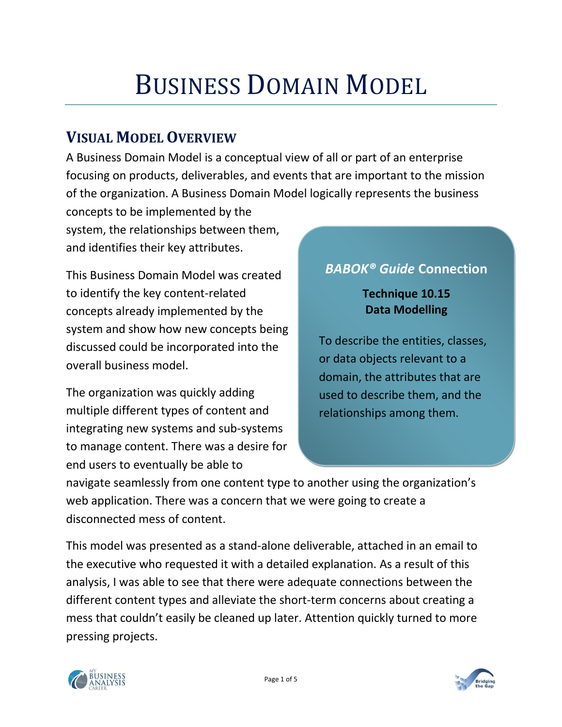# Business Domain Model

## Visual Model Overview

A Business Domain Model is a conceptual view of all or part of an enterprise focusing on products, deliverables, and events that are important to the mission of the organization. A Business Domain Model logically represents the business concepts to be implemented by the system, the relationships between them, and identifies their key attributes.

> ***BABOK® Guide* Connection**
>
> **Technique 10.15**
> **Data Modelling**
>
> To describe the entities, classes, or data objects relevant to a domain, the attributes that are used to describe them, and the relationships among them.

This Business Domain Model was created to identify the key content-related concepts already implemented by the system and show how new concepts being discussed could be incorporated into the overall business model.

The organization was quickly adding multiple different types of content and integrating new systems and sub-systems to manage content. There was a desire for end users to eventually be able to navigate seamlessly from one content type to another using the organization's web application. There was a concern that we were going to create a disconnected mess of content.

This model was presented as a stand-alone deliverable, attached in an email to the executive who requested it with a detailed explanation. As a result of this analysis, I was able to see that there were adequate connections between the different content types and alleviate the short-term concerns about creating a mess that couldn't easily be cleaned up later. Attention quickly turned to more pressing projects.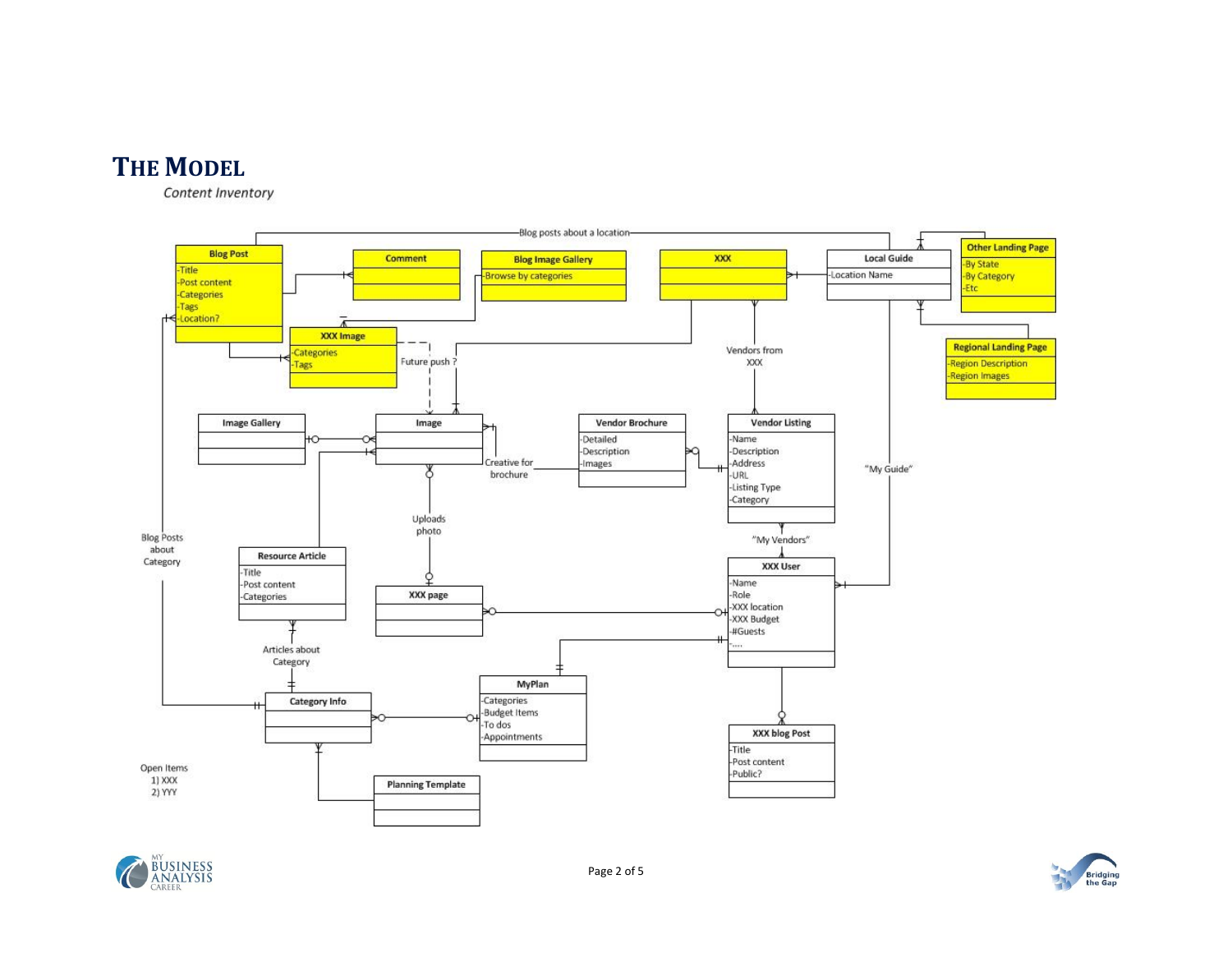# THE MODEL

*Content Inventory*

**Blog Post**
- -Title
- -Post content
- -Categories
- -Tags
- -Location?

**Comment**

**Blog Image Gallery**
- -Browse by categories

**XXX**

**Local Guide**
- -Location Name

**Other Landing Page**
- -By State
- -By Category
- -Etc

**Regional Landing Page**
- -Region Description
- -Region Images

**XXX Image**
- -Categories
- -Tags

**Image Gallery**

**Image**

**Vendor Brochure**
- -Detailed
- -Description
- -Images

**Vendor Listing**
- -Name
- -Description
- -Address
- -URL
- -Listing Type
- -Category

**Resource Article**
- -Title
- -Post content
- -Categories

**XXX page**

**XXX User**
- -Name
- -Role
- -XXX location
- -XXX Budget
- -#Guests
- -....

**MyPlan**
- -Categories
- -Budget Items
- -To dos
- -Appointments

**Category Info**

**Planning Template**

**XXX blog Post**
- -Title
- -Post content
- -Public?

Relationship labels: Blog posts about a location; Future push ?; Vendors from XXX; Creative for brochure; "My Guide"; Uploads photo; "My Vendors"; Blog Posts about Category; Articles about Category

Open Items
1) XXX
2) YYY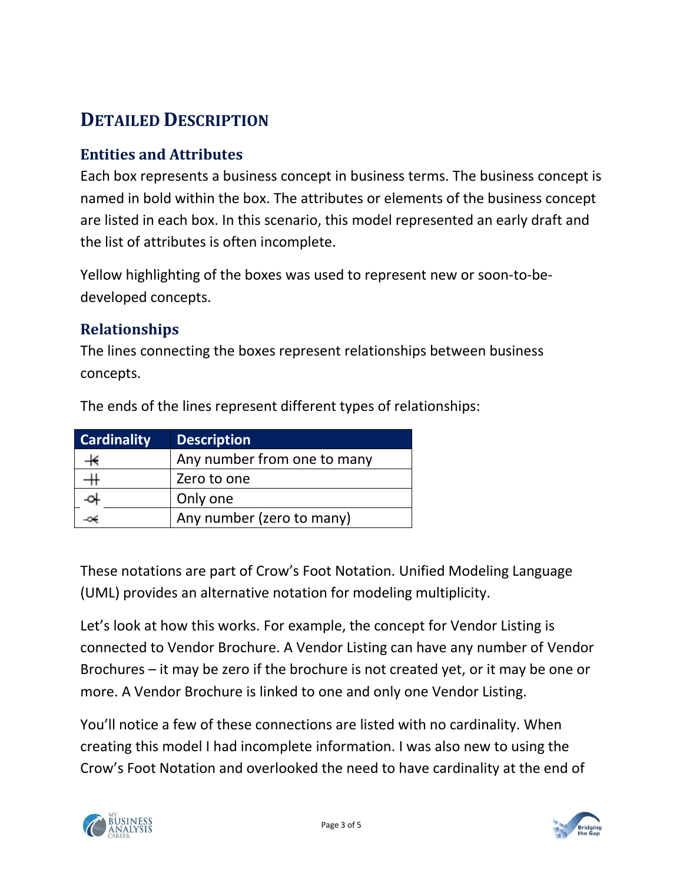## DETAILED DESCRIPTION

### Entities and Attributes

Each box represents a business concept in business terms. The business concept is named in bold within the box. The attributes or elements of the business concept are listed in each box. In this scenario, this model represented an early draft and the list of attributes is often incomplete.

Yellow highlighting of the boxes was used to represent new or soon-to-be-developed concepts.

### Relationships

The lines connecting the boxes represent relationships between business concepts.

The ends of the lines represent different types of relationships:

| Cardinality | Description |
|---|---|
| ⊣< | Any number from one to many |
| ⊣⊢ | Zero to one |
| -o⊢ | Only one |
| -o< | Any number (zero to many) |

These notations are part of Crow's Foot Notation. Unified Modeling Language (UML) provides an alternative notation for modeling multiplicity.

Let's look at how this works. For example, the concept for Vendor Listing is connected to Vendor Brochure. A Vendor Listing can have any number of Vendor Brochures – it may be zero if the brochure is not created yet, or it may be one or more. A Vendor Brochure is linked to one and only one Vendor Listing.

You'll notice a few of these connections are listed with no cardinality. When creating this model I had incomplete information. I was also new to using the Crow's Foot Notation and overlooked the need to have cardinality at the end of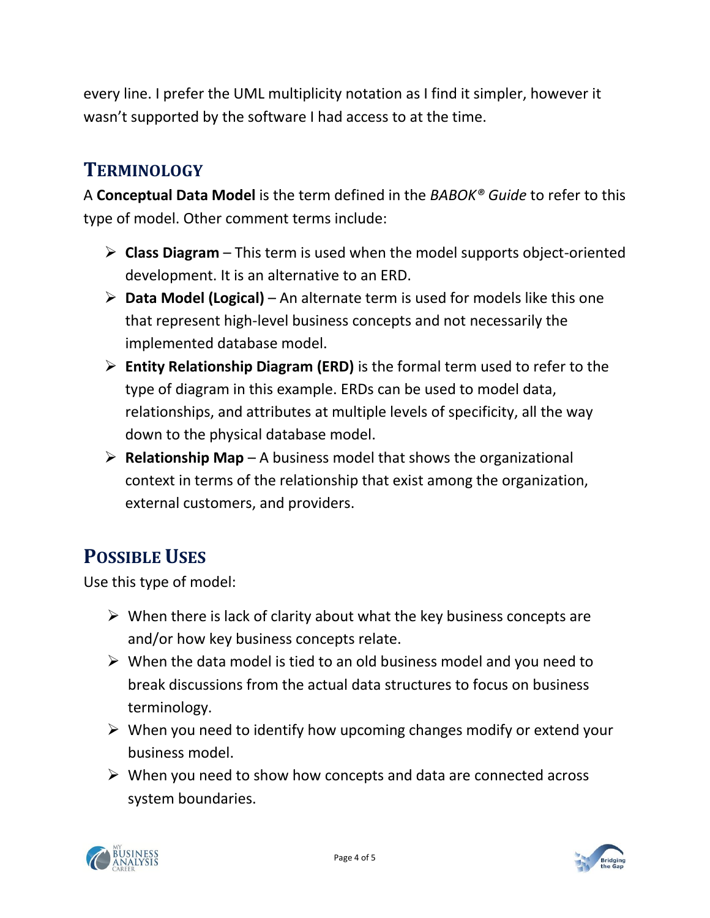every line. I prefer the UML multiplicity notation as I find it simpler, however it wasn't supported by the software I had access to at the time.

## Terminology

A **Conceptual Data Model** is the term defined in the *BABOK® Guide* to refer to this type of model. Other comment terms include:

- **Class Diagram** – This term is used when the model supports object-oriented development. It is an alternative to an ERD.
- **Data Model (Logical)** – An alternate term is used for models like this one that represent high-level business concepts and not necessarily the implemented database model.
- **Entity Relationship Diagram (ERD)** is the formal term used to refer to the type of diagram in this example. ERDs can be used to model data, relationships, and attributes at multiple levels of specificity, all the way down to the physical database model.
- **Relationship Map** – A business model that shows the organizational context in terms of the relationship that exist among the organization, external customers, and providers.

## Possible Uses

Use this type of model:

- When there is lack of clarity about what the key business concepts are and/or how key business concepts relate.
- When the data model is tied to an old business model and you need to break discussions from the actual data structures to focus on business terminology.
- When you need to identify how upcoming changes modify or extend your business model.
- When you need to show how concepts and data are connected across system boundaries.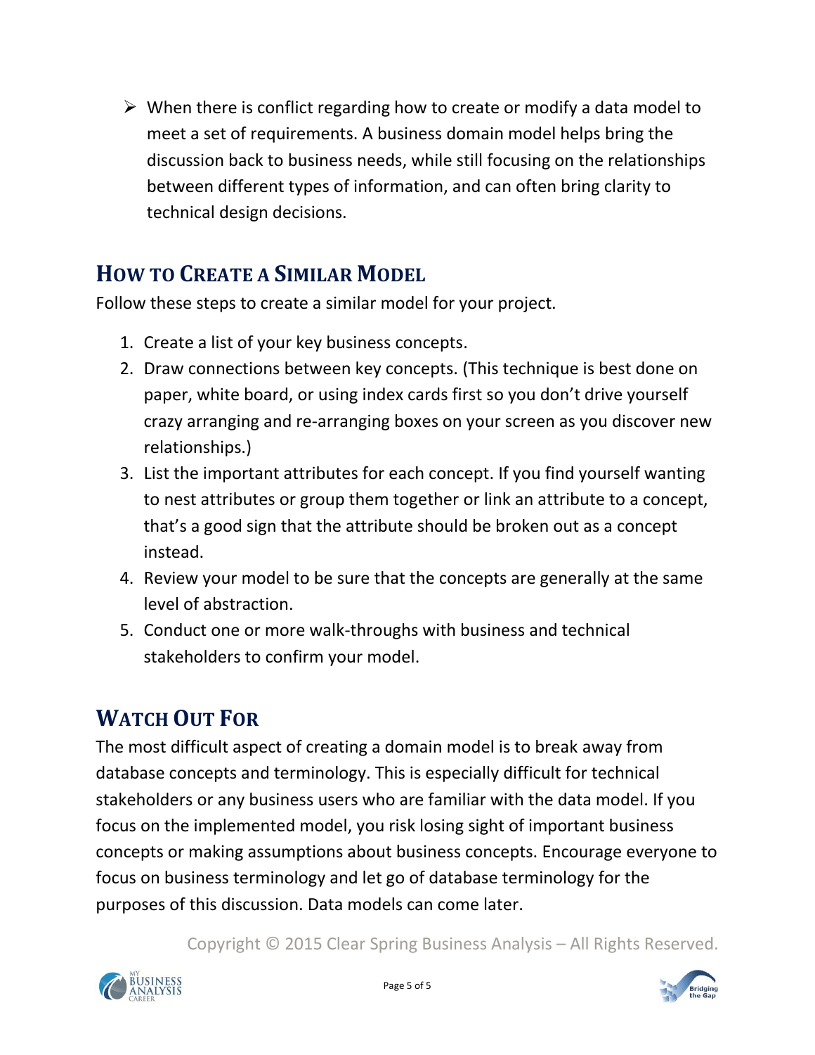- When there is conflict regarding how to create or modify a data model to meet a set of requirements. A business domain model helps bring the discussion back to business needs, while still focusing on the relationships between different types of information, and can often bring clarity to technical design decisions.

## How to Create a Similar Model

Follow these steps to create a similar model for your project.

1. Create a list of your key business concepts.
2. Draw connections between key concepts. (This technique is best done on paper, white board, or using index cards first so you don't drive yourself crazy arranging and re-arranging boxes on your screen as you discover new relationships.)
3. List the important attributes for each concept. If you find yourself wanting to nest attributes or group them together or link an attribute to a concept, that's a good sign that the attribute should be broken out as a concept instead.
4. Review your model to be sure that the concepts are generally at the same level of abstraction.
5. Conduct one or more walk-throughs with business and technical stakeholders to confirm your model.

## Watch Out For

The most difficult aspect of creating a domain model is to break away from database concepts and terminology. This is especially difficult for technical stakeholders or any business users who are familiar with the data model. If you focus on the implemented model, you risk losing sight of important business concepts or making assumptions about business concepts. Encourage everyone to focus on business terminology and let go of database terminology for the purposes of this discussion. Data models can come later.

Copyright © 2015 Clear Spring Business Analysis – All Rights Reserved.